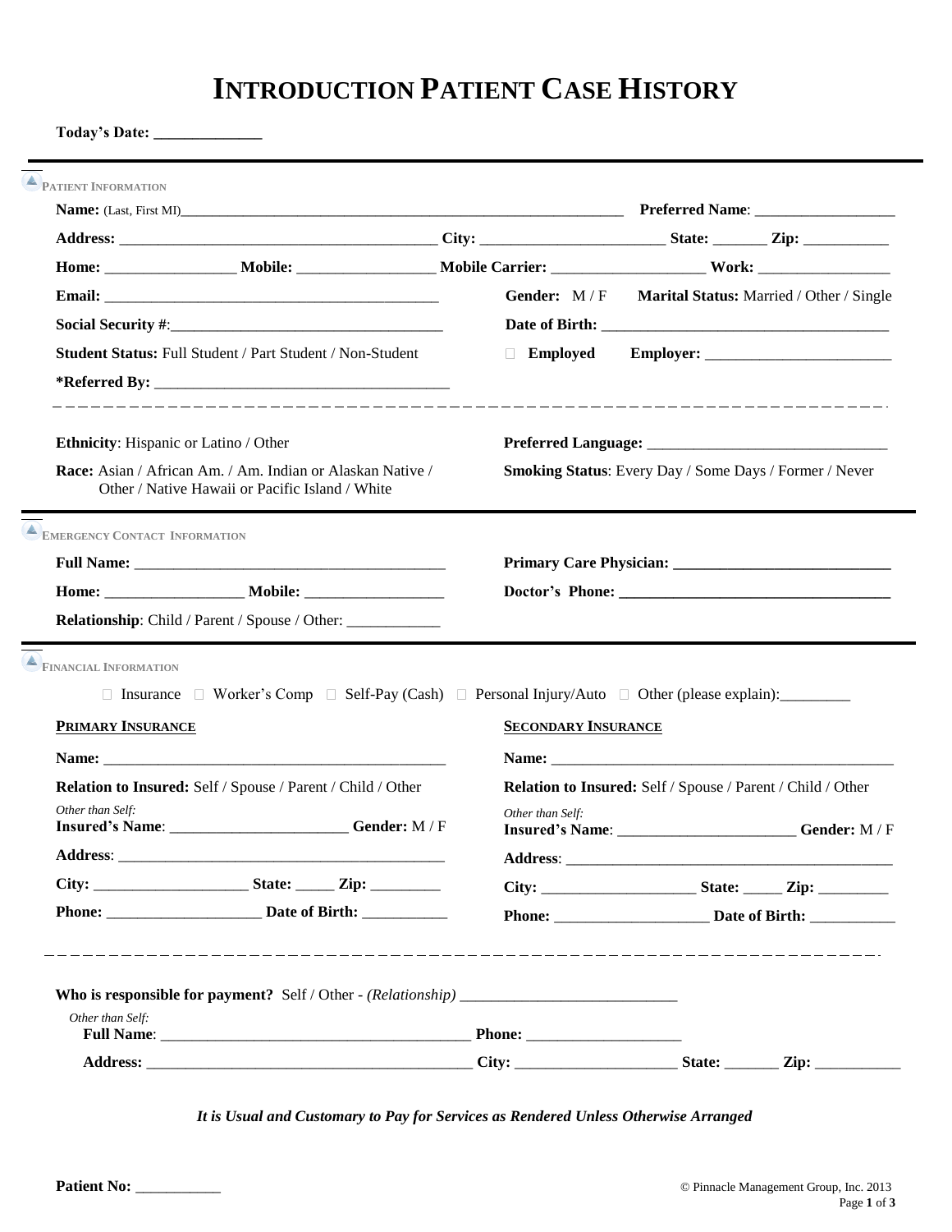# INTRODUCTION PATIENT CASE HISTORY

**Today's Date:** ______________

## PATIENT INFORMATION

**Name:** (Last, First MI)______________________________________________________________ **Preferred Name**: __________________

**Address:** __________________________________________ **City:** ________________________ **State:** _______ **Zip:** ___________

**Home:** _________________ **Mobile:** __________________ **Mobile Carrier:** ____________________ **Work:** _________________

**Email:** ____________________________________________ **Gender:** M / F **Marital Status:** Married / Other / Single

**Social Security #**:____________________________________ **Date of Birth:** ______________________________________

**Student Status:** Full Student / Part Student / Non-Student ☐ **Employed** **Employer:** ________________________

***Referred By:** ______________________________________

**Ethnicity**: Hispanic or Latino / Other

**Race:** Asian / African Am. / Am. Indian or Alaskan Native / Other / Native Hawaii or Pacific Island / White

**Preferred Language:** _______________________________

**Smoking Status**: Every Day / Some Days / Former / Never

## EMERGENCY CONTACT INFORMATION

**Full Name:** __________________________________________

**Home:** __________________ **Mobile:** __________________

**Relationship**: Child / Parent / Spouse / Other: ____________

**Primary Care Physician:** _____________________________

**Doctor's Phone:** ___________________________________

## FINANCIAL INFORMATION

☐ Insurance ☐ Worker's Comp ☐ Self-Pay (Cash) ☐ Personal Injury/Auto ☐ Other (please explain):_________

**PRIMARY INSURANCE**

**Name:** _____________________________________________

**Relation to Insured:** Self / Spouse / Parent / Child / Other

*Other than Self:*
**Insured's Name**: _______________________ **Gender:** M / F

**Address**: _____________________________________________

**City:** ____________________ **State:** _____ **Zip:** _________

**Phone:** ____________________ **Date of Birth:** ___________

**SECONDARY INSURANCE**

**Name:** _____________________________________________

**Relation to Insured:** Self / Spouse / Parent / Child / Other

*Other than Self:*
**Insured's Name**: _______________________ **Gender:** M / F

**Address**: _____________________________________________

**City:** ____________________ **State:** _____ **Zip:** _________

**Phone:** ____________________ **Date of Birth:** ___________

**Who is responsible for payment?** Self / Other - *(Relationship)* ____________________________

*Other than Self:*
**Full Name**: ________________________________________ **Phone:** ____________________

**Address:** _________________________________________ **City:** _____________________ **State:** _______ **Zip:** ___________

***It is Usual and Customary to Pay for Services as Rendered Unless Otherwise Arranged***

**Patient No:** ___________

© Pinnacle Management Group, Inc. 2013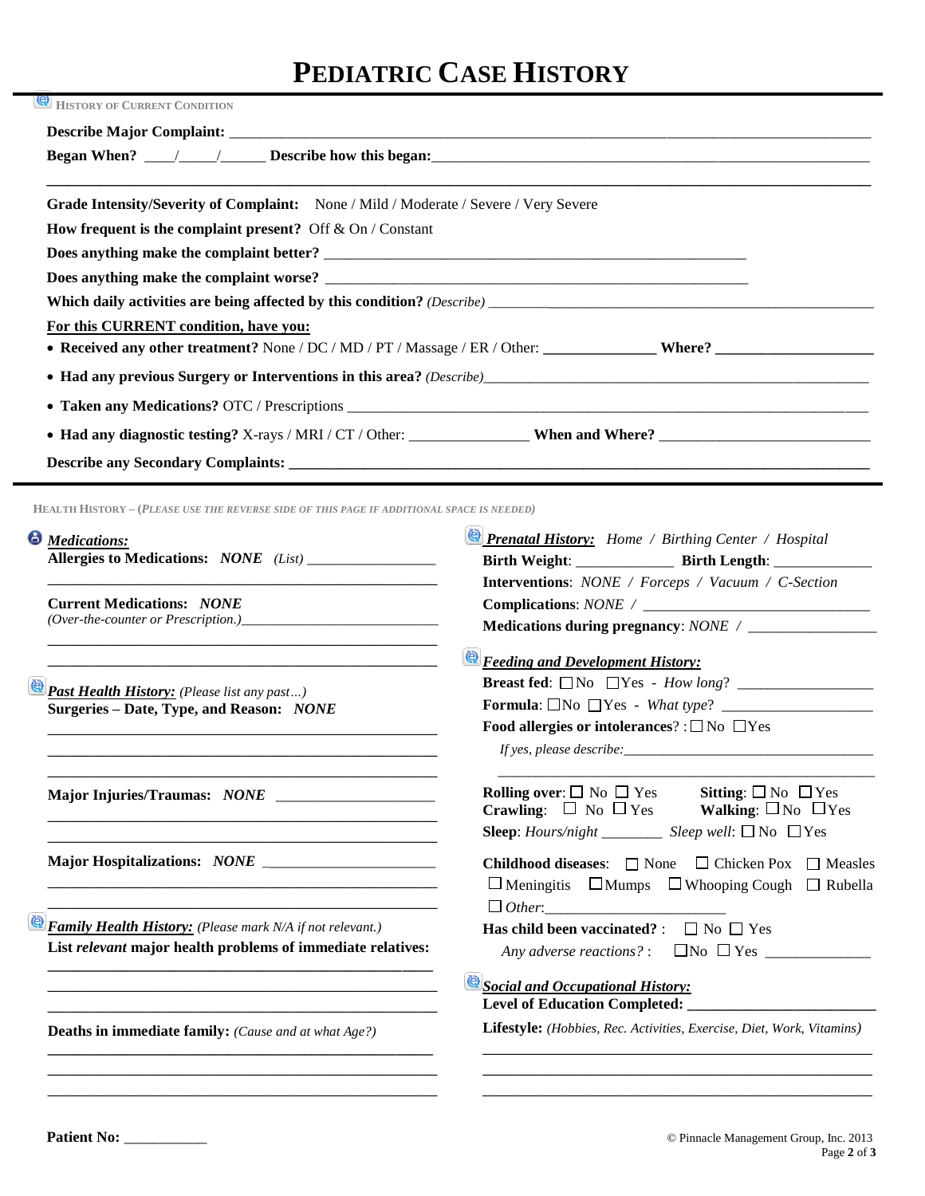# PEDIATRIC CASE HISTORY

## HISTORY OF CURRENT CONDITION

**Describe Major Complaint:** ______________________________________________

**Began When?** ____/_____/______ **Describe how this began:** ______________________________________________

______________________________________________

**Grade Intensity/Severity of Complaint:** None / Mild / Moderate / Severe / Very Severe

**How frequent is the complaint present?** Off & On / Constant

**Does anything make the complaint better?** ______________________________________________

**Does anything make the complaint worse?** ______________________________________________

**Which daily activities are being affected by this condition?** *(Describe)* ______________________________________________

**For this CURRENT condition, have you:**

- **Received any other treatment?** None / DC / MD / PT / Massage / ER / Other: ______________ **Where?** ____________________
- **Had any previous Surgery or Interventions in this area?** *(Describe)* ______________________________________________
- **Taken any Medications?** OTC / Prescriptions ______________________________________________
- **Had any diagnostic testing?** X-rays / MRI / CT / Other: _______________ **When and Where?** ____________________________

**Describe any Secondary Complaints:** ______________________________________________

## HEALTH HISTORY – (*PLEASE USE THE REVERSE SIDE OF THIS PAGE IF ADDITIONAL SPACE IS NEEDED*)

### *Medications:*

**Allergies to Medications:** ***NONE*** *(List)* _________________

_________________________________________________

**Current Medications:** ***NONE***
*(Over-the-counter or Prescription.)* ___________________________

_________________________________________________

_________________________________________________

### *Past Health History:* *(Please list any past…)*

**Surgeries – Date, Type, and Reason:** ***NONE***

_________________________________________________

_________________________________________________

_________________________________________________

**Major Injuries/Traumas:** ***NONE*** ____________________

_________________________________________________

_________________________________________________

**Major Hospitalizations:** ***NONE*** ______________________

_________________________________________________

_________________________________________________

### *Family Health History:* *(Please mark N/A if not relevant.)*

**List *relevant* major health problems of immediate relatives:**

_________________________________________________

_________________________________________________

_________________________________________________

**Deaths in immediate family:** *(Cause and at what Age?)*

_________________________________________________

_________________________________________________

_________________________________________________

### *Prenatal History:* *Home / Birthing Center / Hospital*

**Birth Weight**: ____________ **Birth Length**: ____________

**Interventions**: *NONE / Forceps / Vacuum / C-Section*

**Complications**: *NONE /* ______________________________

**Medications during pregnancy**: *NONE /* ________________

### *Feeding and Development History:*

**Breast fed**: ☐No ☐Yes - *How long?* _________________

**Formula**: ☐No ☐Yes - *What type?* ___________________

**Food allergies or intolerances?** : ☐ No ☐Yes

*If yes, please describe:* ___________________________________

_________________________________________________

**Rolling over**: ☐ No ☐ Yes  **Sitting**: ☐ No ☐ Yes

**Crawling**: ☐ No ☐ Yes  **Walking**: ☐ No ☐ Yes

**Sleep**: *Hours/night* ________ *Sleep well*: ☐ No ☐ Yes

**Childhood diseases**: ☐ None ☐ Chicken Pox ☐ Measles ☐ Meningitis ☐ Mumps ☐ Whooping Cough ☐ Rubella ☐ *Other*: _______________________

**Has child been vaccinated?** : ☐ No ☐ Yes

*Any adverse reactions?* : ☐No ☐ Yes _____________

### *Social and Occupational History:*

**Level of Education Completed:** _______________________

**Lifestyle:** *(Hobbies, Rec. Activities, Exercise, Diet, Work, Vitamins)*

_________________________________________________

_________________________________________________

_________________________________________________

**Patient No:** ___________

© Pinnacle Management Group, Inc. 2013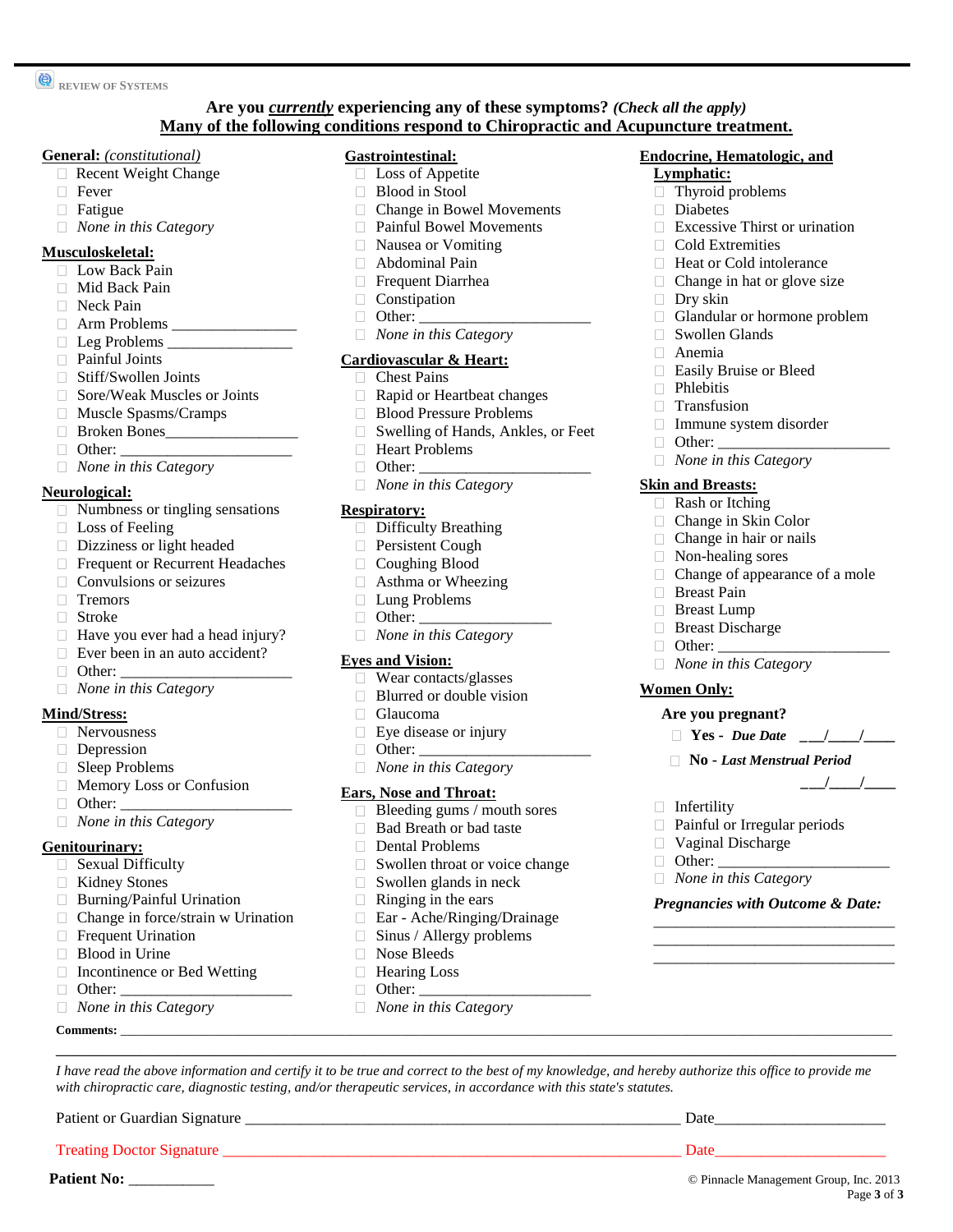REVIEW OF SYSTEMS

**Are you *currently* experiencing any of these symptoms? *(Check all the apply)***

**Many of the following conditions respond to Chiropractic and Acupuncture treatment.**

**General:** *(constitutional)*

- ☐ Recent Weight Change
- ☐ Fever
- ☐ Fatigue
- ☐ *None in this Category*

**Musculoskeletal:**

- ☐ Low Back Pain
- ☐ Mid Back Pain
- ☐ Neck Pain
- ☐ Arm Problems _______________
- ☐ Leg Problems _______________
- ☐ Painful Joints
- ☐ Stiff/Swollen Joints
- ☐ Sore/Weak Muscles or Joints
- ☐ Muscle Spasms/Cramps
- ☐ Broken Bones________________
- ☐ Other: _____________________
- ☐ *None in this Category*

**Neurological:**

- ☐ Numbness or tingling sensations
- ☐ Loss of Feeling
- ☐ Dizziness or light headed
- ☐ Frequent or Recurrent Headaches
- ☐ Convulsions or seizures
- ☐ Tremors
- ☐ Stroke
- ☐ Have you ever had a head injury?
- ☐ Ever been in an auto accident?
- ☐ Other: _____________________
- ☐ *None in this Category*

**Mind/Stress:**

- ☐ Nervousness
- ☐ Depression
- ☐ Sleep Problems
- ☐ Memory Loss or Confusion
- ☐ Other: _____________________
- ☐ *None in this Category*

**Genitourinary:**

- ☐ Sexual Difficulty
- ☐ Kidney Stones
- ☐ Burning/Painful Urination
- ☐ Change in force/strain w Urination
- ☐ Frequent Urination
- ☐ Blood in Urine
- ☐ Incontinence or Bed Wetting
- ☐ Other: _____________________
- ☐ *None in this Category*

**Gastrointestinal:**

- ☐ Loss of Appetite
- ☐ Blood in Stool
- ☐ Change in Bowel Movements
- ☐ Painful Bowel Movements
- ☐ Nausea or Vomiting
- ☐ Abdominal Pain
- ☐ Frequent Diarrhea
- ☐ Constipation
- ☐ Other: _____________________
- ☐ *None in this Category*

**Cardiovascular & Heart:**

- ☐ Chest Pains
- ☐ Rapid or Heartbeat changes
- ☐ Blood Pressure Problems
- ☐ Swelling of Hands, Ankles, or Feet
- ☐ Heart Problems
- ☐ Other: _____________________
- ☐ *None in this Category*

**Respiratory:**

- ☐ Difficulty Breathing
- ☐ Persistent Cough
- ☐ Coughing Blood
- ☐ Asthma or Wheezing
- ☐ Lung Problems
- ☐ Other: ________________
- ☐ *None in this Category*

**Eyes and Vision:**

- ☐ Wear contacts/glasses
- ☐ Blurred or double vision
- ☐ Glaucoma
- ☐ Eye disease or injury
- ☐ Other: _____________________
- ☐ *None in this Category*

**Ears, Nose and Throat:**

- ☐ Bleeding gums / mouth sores
- ☐ Bad Breath or bad taste
- ☐ Dental Problems
- ☐ Swollen throat or voice change
- ☐ Swollen glands in neck
- ☐ Ringing in the ears
- ☐ Ear - Ache/Ringing/Drainage
- ☐ Sinus / Allergy problems
- ☐ Nose Bleeds
- ☐ Hearing Loss
- ☐ Other: _____________________
- ☐ *None in this Category*

**Endocrine, Hematologic, and Lymphatic:**

- ☐ Thyroid problems
- ☐ Diabetes
- ☐ Excessive Thirst or urination
- ☐ Cold Extremities
- ☐ Heat or Cold intolerance
- ☐ Change in hat or glove size
- ☐ Dry skin
- ☐ Glandular or hormone problem
- ☐ Swollen Glands
- ☐ Anemia
- ☐ Easily Bruise or Bleed
- ☐ Phlebitis
- ☐ Transfusion
- ☐ Immune system disorder
- ☐ Other: _____________________
- ☐ *None in this Category*

**Skin and Breasts:**

- ☐ Rash or Itching
- ☐ Change in Skin Color
- ☐ Change in hair or nails
- ☐ Non-healing sores
- ☐ Change of appearance of a mole
- ☐ Breast Pain
- ☐ Breast Lump
- ☐ Breast Discharge
- ☐ Other: _____________________
- ☐ *None in this Category*

**Women Only:**

**Are you pregnant?**

- ☐ **Yes -** ***Due Date*** ___/____/____
- ☐ **No -** ***Last Menstrual Period*** ___/____/____

- ☐ Infertility
- ☐ Painful or Irregular periods
- ☐ Vaginal Discharge
- ☐ Other: _____________________
- ☐ *None in this Category*

***Pregnancies with Outcome & Date:***

______________________________

______________________________

______________________________

**Comments:** ____________________________________________________________________________

____________________________________________________________________________

*I have read the above information and certify it to be true and correct to the best of my knowledge, and hereby authorize this office to provide me with chiropractic care, diagnostic testing, and/or therapeutic services, in accordance with this state's statutes.*

Patient or Guardian Signature _______________________________________________ Date_____________________

Treating Doctor Signature __________________________________________________ Date_____________________

**Patient No:** ___________

© Pinnacle Management Group, Inc. 2013